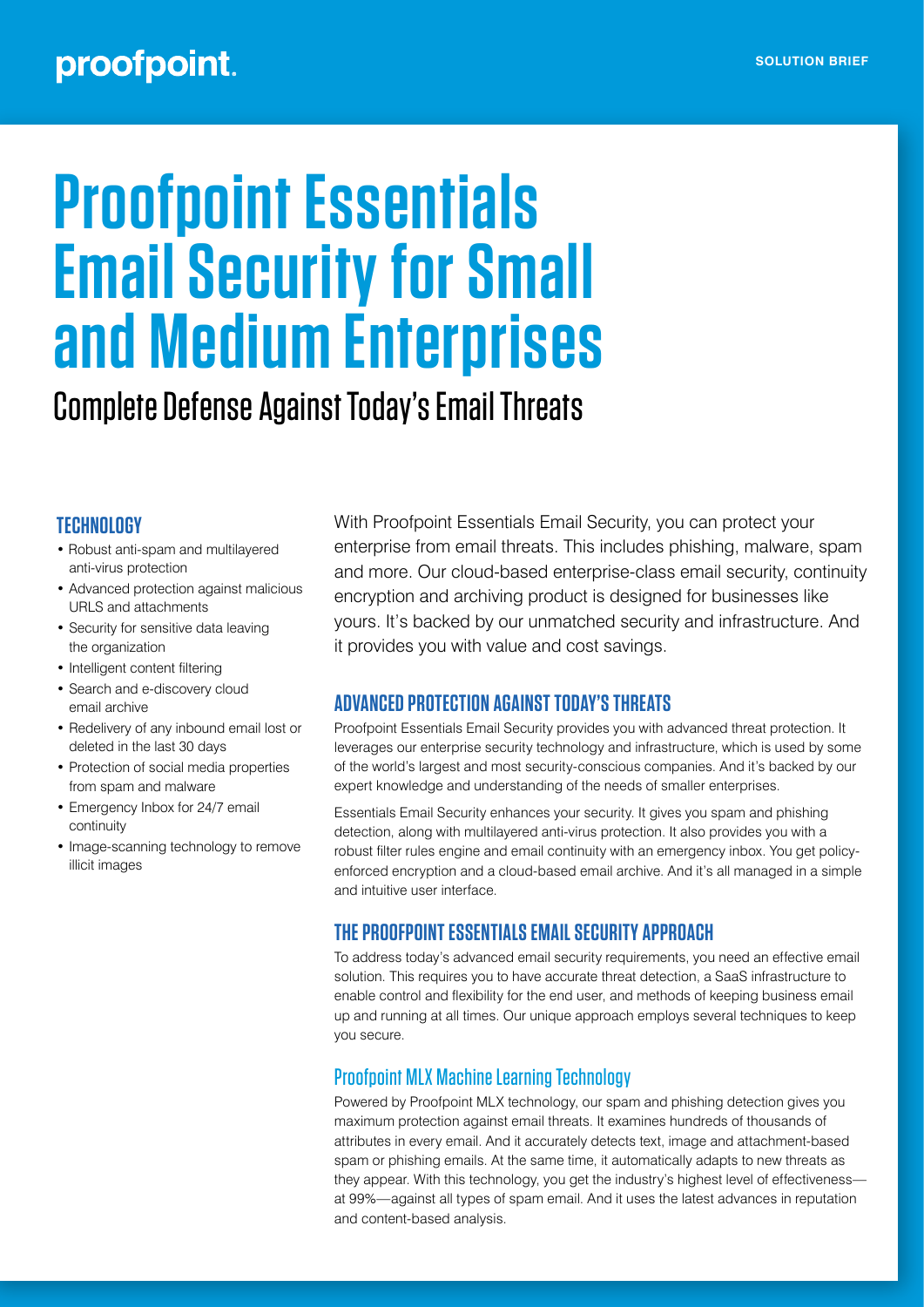# Proofpoint Essentials Email Security for Small and Medium Enterprises

## Complete Defense Against Today's Email Threats

### TECHNOLOGY

- Robust anti-spam and multilayered anti-virus protection
- Advanced protection against malicious URLS and attachments
- Security for sensitive data leaving the organization
- Intelligent content filtering
- Search and e-discovery cloud email archive
- Redelivery of any inbound email lost or deleted in the last 30 days
- Protection of social media properties from spam and malware
- Emergency Inbox for 24/7 email continuity
- Image-scanning technology to remove illicit images

With Proofpoint Essentials Email Security, you can protect your enterprise from email threats. This includes phishing, malware, spam and more. Our cloud-based enterprise-class email security, continuity encryption and archiving product is designed for businesses like yours. It's backed by our unmatched security and infrastructure. And it provides you with value and cost savings.

### ADVANCED PROTECTION AGAINST TODAY'S THREATS

Proofpoint Essentials Email Security provides you with advanced threat protection. It leverages our enterprise security technology and infrastructure, which is used by some of the world's largest and most security-conscious companies. And it's backed by our expert knowledge and understanding of the needs of smaller enterprises.

Essentials Email Security enhances your security. It gives you spam and phishing detection, along with multilayered anti-virus protection. It also provides you with a robust filter rules engine and email continuity with an emergency inbox. You get policy-enforced encryption and a cloud-based email archive. And it's all managed in a simple and intuitive user interface.

### THE PROOFPOINT ESSENTIALS EMAIL SECURITY APPROACH

To address today's advanced email security requirements, you need an effective email solution. This requires you to have accurate threat detection, a SaaS infrastructure to enable control and flexibility for the end user, and methods of keeping business email up and running at all times. Our unique approach employs several techniques to keep you secure.

#### Proofpoint MLX Machine Learning Technology

Powered by Proofpoint MLX technology, our spam and phishing detection gives you maximum protection against email threats. It examines hundreds of thousands of attributes in every email. And it accurately detects text, image and attachment-based spam or phishing emails. At the same time, it automatically adapts to new threats as they appear. With this technology, you get the industry's highest level of effectiveness—at 99%—against all types of spam email. And it uses the latest advances in reputation and content-based analysis.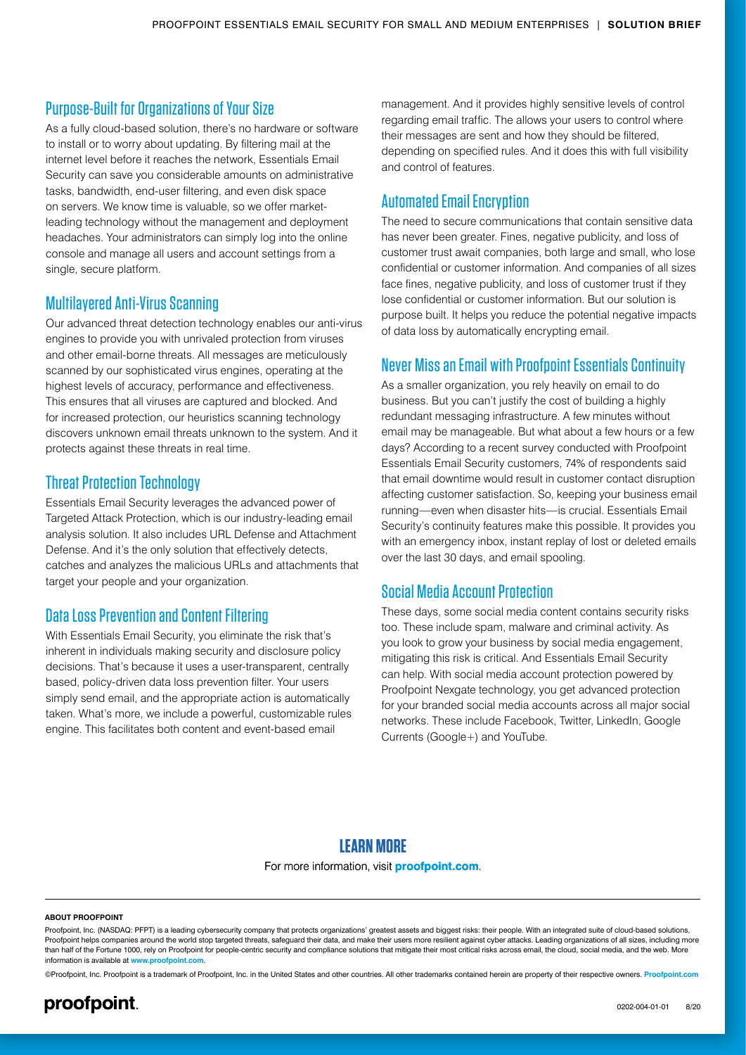## Purpose-Built for Organizations of Your Size

As a fully cloud-based solution, there's no hardware or software to install or to worry about updating. By filtering mail at the internet level before it reaches the network, Essentials Email Security can save you considerable amounts on administrative tasks, bandwidth, end-user filtering, and even disk space on servers. We know time is valuable, so we offer market-leading technology without the management and deployment headaches. Your administrators can simply log into the online console and manage all users and account settings from a single, secure platform.

## Multilayered Anti-Virus Scanning

Our advanced threat detection technology enables our anti-virus engines to provide you with unrivaled protection from viruses and other email-borne threats. All messages are meticulously scanned by our sophisticated virus engines, operating at the highest levels of accuracy, performance and effectiveness. This ensures that all viruses are captured and blocked. And for increased protection, our heuristics scanning technology discovers unknown email threats unknown to the system. And it protects against these threats in real time.

## Threat Protection Technology

Essentials Email Security leverages the advanced power of Targeted Attack Protection, which is our industry-leading email analysis solution. It also includes URL Defense and Attachment Defense. And it's the only solution that effectively detects, catches and analyzes the malicious URLs and attachments that target your people and your organization.

## Data Loss Prevention and Content Filtering

With Essentials Email Security, you eliminate the risk that's inherent in individuals making security and disclosure policy decisions. That's because it uses a user-transparent, centrally based, policy-driven data loss prevention filter. Your users simply send email, and the appropriate action is automatically taken. What's more, we include a powerful, customizable rules engine. This facilitates both content and event-based email management. And it provides highly sensitive levels of control regarding email traffic. The allows your users to control where their messages are sent and how they should be filtered, depending on specified rules. And it does this with full visibility and control of features.

## Automated Email Encryption

The need to secure communications that contain sensitive data has never been greater. Fines, negative publicity, and loss of customer trust await companies, both large and small, who lose confidential or customer information. And companies of all sizes face fines, negative publicity, and loss of customer trust if they lose confidential or customer information. But our solution is purpose built. It helps you reduce the potential negative impacts of data loss by automatically encrypting email.

## Never Miss an Email with Proofpoint Essentials Continuity

As a smaller organization, you rely heavily on email to do business. But you can't justify the cost of building a highly redundant messaging infrastructure. A few minutes without email may be manageable. But what about a few hours or a few days? According to a recent survey conducted with Proofpoint Essentials Email Security customers, 74% of respondents said that email downtime would result in customer contact disruption affecting customer satisfaction. So, keeping your business email running—even when disaster hits—is crucial. Essentials Email Security's continuity features make this possible. It provides you with an emergency inbox, instant replay of lost or deleted emails over the last 30 days, and email spooling.

## Social Media Account Protection

These days, some social media content contains security risks too. These include spam, malware and criminal activity. As you look to grow your business by social media engagement, mitigating this risk is critical. And Essentials Email Security can help. With social media account protection powered by Proofpoint Nexgate technology, you get advanced protection for your branded social media accounts across all major social networks. These include Facebook, Twitter, LinkedIn, Google Currents (Google+) and YouTube.

## LEARN MORE

For more information, visit **proofpoint.com**.

**ABOUT PROOFPOINT**

Proofpoint, Inc. (NASDAQ: PFPT) is a leading cybersecurity company that protects organizations' greatest assets and biggest risks: their people. With an integrated suite of cloud-based solutions, Proofpoint helps companies around the world stop targeted threats, safeguard their data, and make their users more resilient against cyber attacks. Leading organizations of all sizes, including more than half of the Fortune 1000, rely on Proofpoint for people-centric security and compliance solutions that mitigate their most critical risks across email, the cloud, social media, and the web. More information is available at **www.proofpoint.com**.

©Proofpoint, Inc. Proofpoint is a trademark of Proofpoint, Inc. in the United States and other countries. All other trademarks contained herein are property of their respective owners. **Proofpoint.com**

proofpoint.

0202-004-01-01 8/20